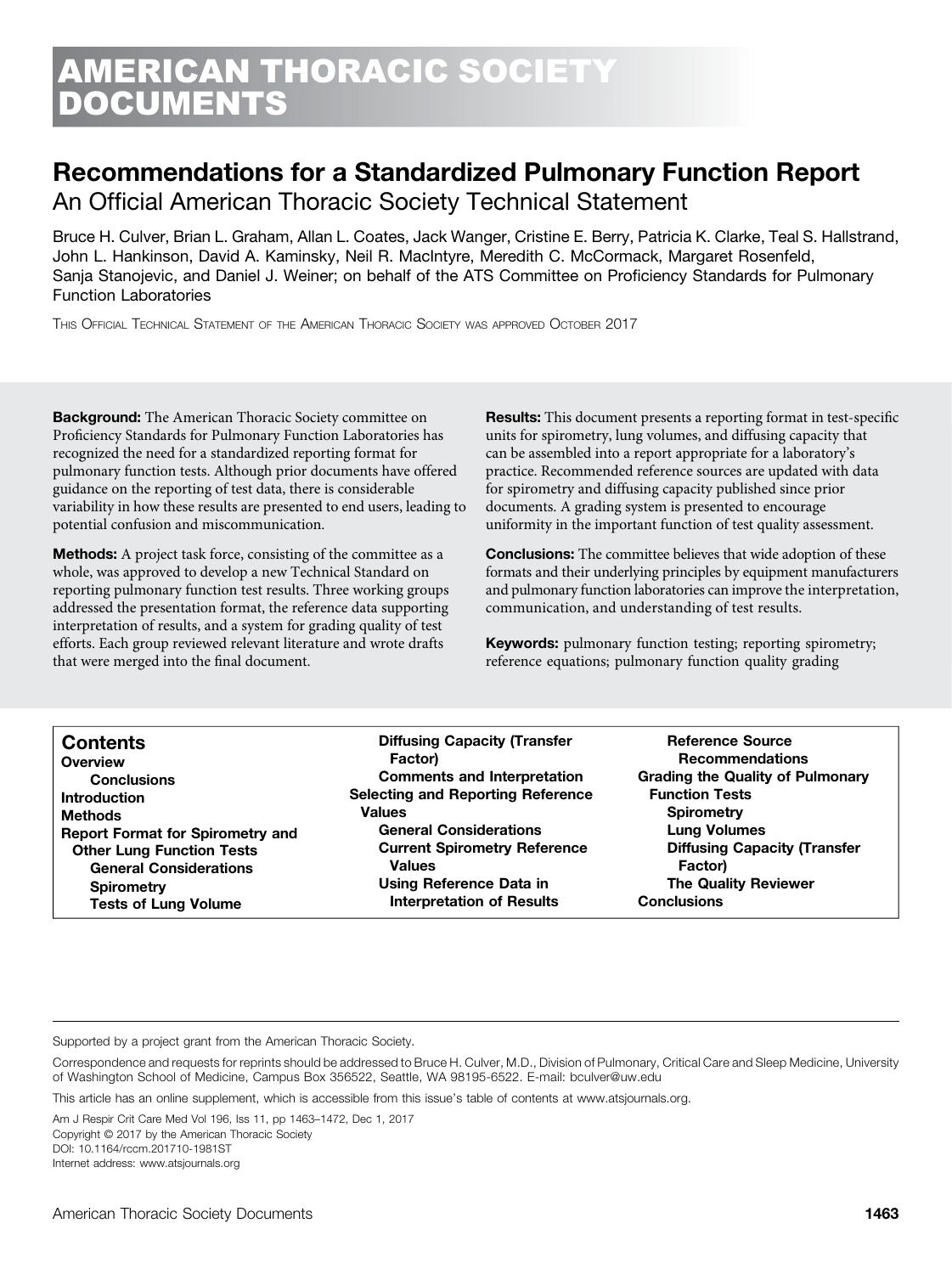# AMERICAN THORACIC SOCIETY DOCUMENTS

## Recommendations for a Standardized Pulmonary Function Report

### An Official American Thoracic Society Technical Statement

Bruce H. Culver, Brian L. Graham, Allan L. Coates, Jack Wanger, Cristine E. Berry, Patricia K. Clarke, Teal S. Hallstrand, John L. Hankinson, David A. Kaminsky, Neil R. MacIntyre, Meredith C. McCormack, Margaret Rosenfeld, Sanja Stanojevic, and Daniel J. Weiner; on behalf of the ATS Committee on Proficiency Standards for Pulmonary Function Laboratories

This Official Technical Statement of the American Thoracic Society was approved October 2017

**Background:** The American Thoracic Society committee on Proficiency Standards for Pulmonary Function Laboratories has recognized the need for a standardized reporting format for pulmonary function tests. Although prior documents have offered guidance on the reporting of test data, there is considerable variability in how these results are presented to end users, leading to potential confusion and miscommunication.

**Methods:** A project task force, consisting of the committee as a whole, was approved to develop a new Technical Standard on reporting pulmonary function test results. Three working groups addressed the presentation format, the reference data supporting interpretation of results, and a system for grading quality of test efforts. Each group reviewed relevant literature and wrote drafts that were merged into the final document.

**Results:** This document presents a reporting format in test-specific units for spirometry, lung volumes, and diffusing capacity that can be assembled into a report appropriate for a laboratory's practice. Recommended reference sources are updated with data for spirometry and diffusing capacity published since prior documents. A grading system is presented to encourage uniformity in the important function of test quality assessment.

**Conclusions:** The committee believes that wide adoption of these formats and their underlying principles by equipment manufacturers and pulmonary function laboratories can improve the interpretation, communication, and understanding of test results.

**Keywords:** pulmonary function testing; reporting spirometry; reference equations; pulmonary function quality grading

**Contents**

- **Overview**
  - **Conclusions**
- **Introduction**
- **Methods**
- **Report Format for Spirometry and Other Lung Function Tests**
  - **General Considerations**
  - **Spirometry**
  - **Tests of Lung Volume**
  - **Diffusing Capacity (Transfer Factor)**
  - **Comments and Interpretation**
- **Selecting and Reporting Reference Values**
  - **General Considerations**
  - **Current Spirometry Reference Values**
  - **Using Reference Data in Interpretation of Results**
  - **Reference Source Recommendations**
- **Grading the Quality of Pulmonary Function Tests**
  - **Spirometry**
  - **Lung Volumes**
  - **Diffusing Capacity (Transfer Factor)**
  - **The Quality Reviewer**
- **Conclusions**

Supported by a project grant from the American Thoracic Society.

Correspondence and requests for reprints should be addressed to Bruce H. Culver, M.D., Division of Pulmonary, Critical Care and Sleep Medicine, University of Washington School of Medicine, Campus Box 356522, Seattle, WA 98195-6522. E-mail: bculver@uw.edu

This article has an online supplement, which is accessible from this issue's table of contents at www.atsjournals.org.

Am J Respir Crit Care Med Vol 196, Iss 11, pp 1463–1472, Dec 1, 2017
Copyright © 2017 by the American Thoracic Society
DOI: 10.1164/rccm.201710-1981ST
Internet address: www.atsjournals.org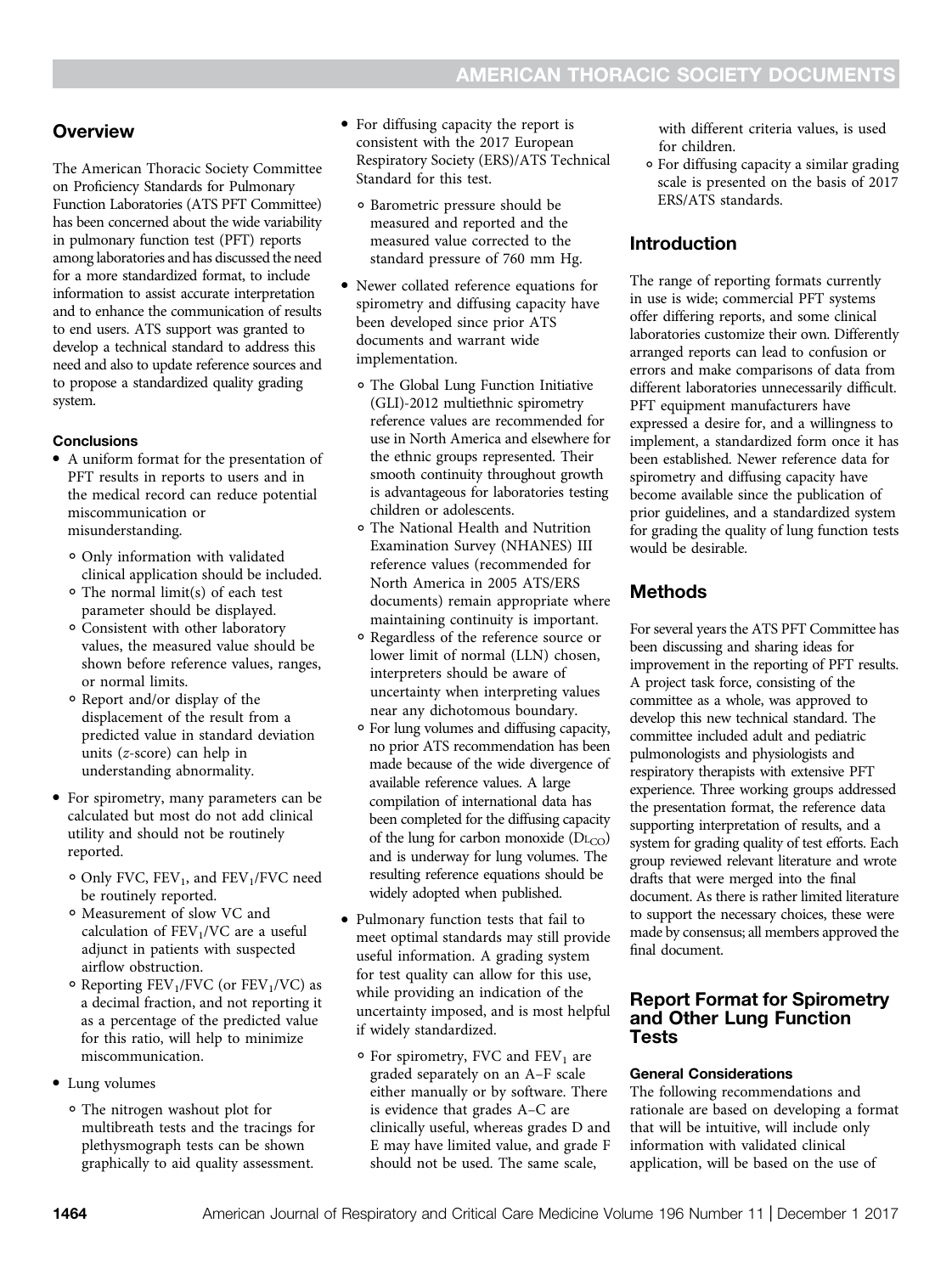## Overview

The American Thoracic Society Committee on Proficiency Standards for Pulmonary Function Laboratories (ATS PFT Committee) has been concerned about the wide variability in pulmonary function test (PFT) reports among laboratories and has discussed the need for a more standardized format, to include information to assist accurate interpretation and to enhance the communication of results to end users. ATS support was granted to develop a technical standard to address this need and also to update reference sources and to propose a standardized quality grading system.

### Conclusions

- A uniform format for the presentation of PFT results in reports to users and in the medical record can reduce potential miscommunication or misunderstanding.
  - Only information with validated clinical application should be included.
  - The normal limit(s) of each test parameter should be displayed.
  - Consistent with other laboratory values, the measured value should be shown before reference values, ranges, or normal limits.
  - Report and/or display of the displacement of the result from a predicted value in standard deviation units (*z*-score) can help in understanding abnormality.
- For spirometry, many parameters can be calculated but most do not add clinical utility and should not be routinely reported.
  - Only FVC, $FEV_1$, and $FEV_1$/FVC need be routinely reported.
  - Measurement of slow VC and calculation of $FEV_1$/VC are a useful adjunct in patients with suspected airflow obstruction.
  - Reporting $FEV_1$/FVC (or $FEV_1$/VC) as a decimal fraction, and not reporting it as a percentage of the predicted value for this ratio, will help to minimize miscommunication.
- Lung volumes
  - The nitrogen washout plot for multibreath tests and the tracings for plethysmograph tests can be shown graphically to aid quality assessment.
- For diffusing capacity the report is consistent with the 2017 European Respiratory Society (ERS)/ATS Technical Standard for this test.
  - Barometric pressure should be measured and reported and the measured value corrected to the standard pressure of 760 mm Hg.
- Newer collated reference equations for spirometry and diffusing capacity have been developed since prior ATS documents and warrant wide implementation.
  - The Global Lung Function Initiative (GLI)-2012 multiethnic spirometry reference values are recommended for use in North America and elsewhere for the ethnic groups represented. Their smooth continuity throughout growth is advantageous for laboratories testing children or adolescents.
  - The National Health and Nutrition Examination Survey (NHANES) III reference values (recommended for North America in 2005 ATS/ERS documents) remain appropriate where maintaining continuity is important.
  - Regardless of the reference source or lower limit of normal (LLN) chosen, interpreters should be aware of uncertainty when interpreting values near any dichotomous boundary.
  - For lung volumes and diffusing capacity, no prior ATS recommendation has been made because of the wide divergence of available reference values. A large compilation of international data has been completed for the diffusing capacity of the lung for carbon monoxide ($DL_{CO}$) and is underway for lung volumes. The resulting reference equations should be widely adopted when published.
- Pulmonary function tests that fail to meet optimal standards may still provide useful information. A grading system for test quality can allow for this use, while providing an indication of the uncertainty imposed, and is most helpful if widely standardized.
  - For spirometry, FVC and $FEV_1$ are graded separately on an A–F scale either manually or by software. There is evidence that grades A–C are clinically useful, whereas grades D and E may have limited value, and grade F should not be used. The same scale, with different criteria values, is used for children.
  - For diffusing capacity a similar grading scale is presented on the basis of 2017 ERS/ATS standards.

## Introduction

The range of reporting formats currently in use is wide; commercial PFT systems offer differing reports, and some clinical laboratories customize their own. Differently arranged reports can lead to confusion or errors and make comparisons of data from different laboratories unnecessarily difficult. PFT equipment manufacturers have expressed a desire for, and a willingness to implement, a standardized form once it has been established. Newer reference data for spirometry and diffusing capacity have become available since the publication of prior guidelines, and a standardized system for grading the quality of lung function tests would be desirable.

## Methods

For several years the ATS PFT Committee has been discussing and sharing ideas for improvement in the reporting of PFT results. A project task force, consisting of the committee as a whole, was approved to develop this new technical standard. The committee included adult and pediatric pulmonologists and physiologists and respiratory therapists with extensive PFT experience. Three working groups addressed the presentation format, the reference data supporting interpretation of results, and a system for grading quality of test efforts. Each group reviewed relevant literature and wrote drafts that were merged into the final document. As there is rather limited literature to support the necessary choices, these were made by consensus; all members approved the final document.

## Report Format for Spirometry and Other Lung Function Tests

### General Considerations

The following recommendations and rationale are based on developing a format that will be intuitive, will include only information with validated clinical application, will be based on the use of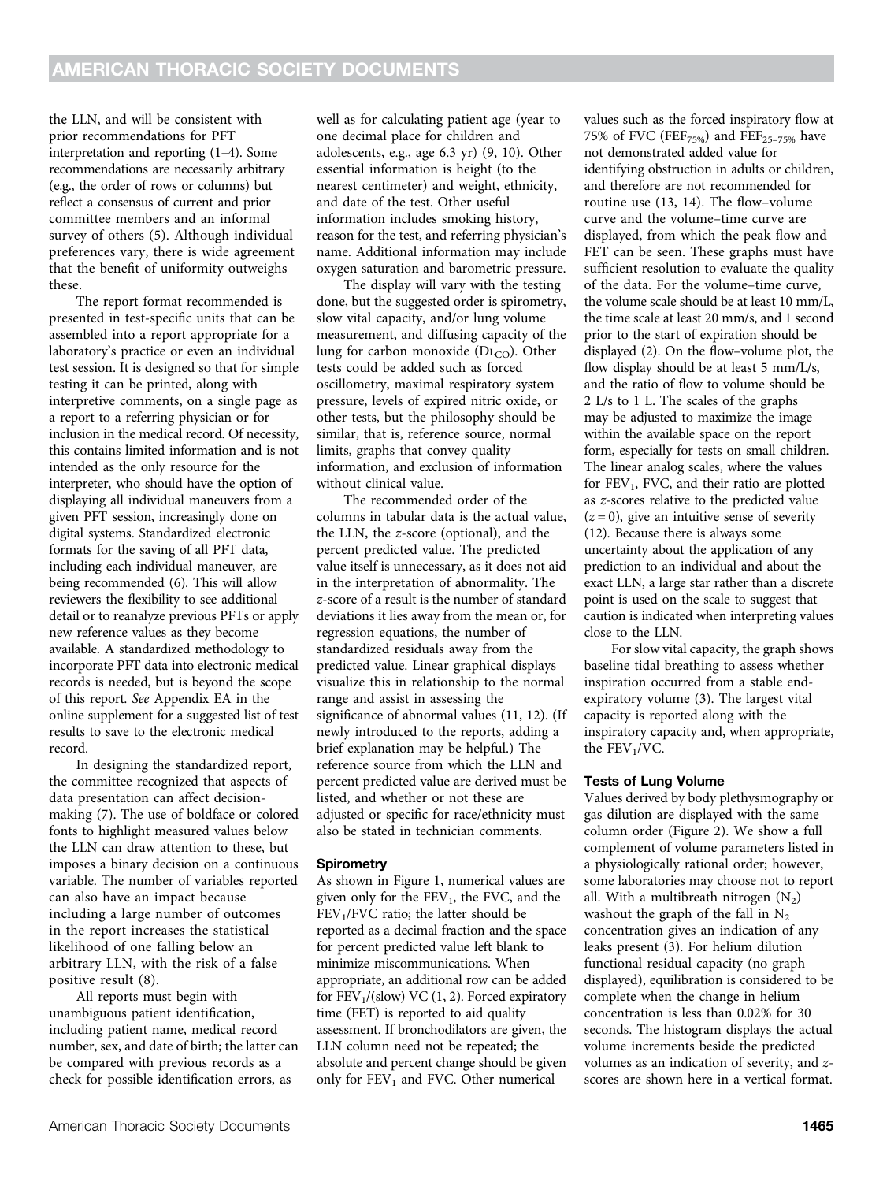the LLN, and will be consistent with prior recommendations for PFT interpretation and reporting (1–4). Some recommendations are necessarily arbitrary (e.g., the order of rows or columns) but reflect a consensus of current and prior committee members and an informal survey of others (5). Although individual preferences vary, there is wide agreement that the benefit of uniformity outweighs these.

The report format recommended is presented in test-specific units that can be assembled into a report appropriate for a laboratory's practice or even an individual test session. It is designed so that for simple testing it can be printed, along with interpretive comments, on a single page as a report to a referring physician or for inclusion in the medical record. Of necessity, this contains limited information and is not intended as the only resource for the interpreter, who should have the option of displaying all individual maneuvers from a given PFT session, increasingly done on digital systems. Standardized electronic formats for the saving of all PFT data, including each individual maneuver, are being recommended (6). This will allow reviewers the flexibility to see additional detail or to reanalyze previous PFTs or apply new reference values as they become available. A standardized methodology to incorporate PFT data into electronic medical records is needed, but is beyond the scope of this report. *See* Appendix EA in the online supplement for a suggested list of test results to save to the electronic medical record.

In designing the standardized report, the committee recognized that aspects of data presentation can affect decision-making (7). The use of boldface or colored fonts to highlight measured values below the LLN can draw attention to these, but imposes a binary decision on a continuous variable. The number of variables reported can also have an impact because including a large number of outcomes in the report increases the statistical likelihood of one falling below an arbitrary LLN, with the risk of a false positive result (8).

All reports must begin with unambiguous patient identification, including patient name, medical record number, sex, and date of birth; the latter can be compared with previous records as a check for possible identification errors, as well as for calculating patient age (year to one decimal place for children and adolescents, e.g., age 6.3 yr) (9, 10). Other essential information is height (to the nearest centimeter) and weight, ethnicity, and date of the test. Other useful information includes smoking history, reason for the test, and referring physician's name. Additional information may include oxygen saturation and barometric pressure.

The display will vary with the testing done, but the suggested order is spirometry, slow vital capacity, and/or lung volume measurement, and diffusing capacity of the lung for carbon monoxide ($DL_{CO}$). Other tests could be added such as forced oscillometry, maximal respiratory system pressure, levels of expired nitric oxide, or other tests, but the philosophy should be similar, that is, reference source, normal limits, graphs that convey quality information, and exclusion of information without clinical value.

The recommended order of the columns in tabular data is the actual value, the LLN, the *z*-score (optional), and the percent predicted value. The predicted value itself is unnecessary, as it does not aid in the interpretation of abnormality. The *z*-score of a result is the number of standard deviations it lies away from the mean or, for regression equations, the number of standardized residuals away from the predicted value. Linear graphical displays visualize this in relationship to the normal range and assist in assessing the significance of abnormal values (11, 12). (If newly introduced to the reports, adding a brief explanation may be helpful.) The reference source from which the LLN and percent predicted value are derived must be listed, and whether or not these are adjusted or specific for race/ethnicity must also be stated in technician comments.

### Spirometry

As shown in Figure 1, numerical values are given only for the $FEV_1$, the FVC, and the $FEV_1$/FVC ratio; the latter should be reported as a decimal fraction and the space for percent predicted value left blank to minimize miscommunications. When appropriate, an additional row can be added for $FEV_1$/(slow) VC (1, 2). Forced expiratory time (FET) is reported to aid quality assessment. If bronchodilators are given, the LLN column need not be repeated; the absolute and percent change should be given only for $FEV_1$ and FVC. Other numerical values such as the forced inspiratory flow at 75% of FVC ($FEF_{75\%}$) and $FEF_{25–75\%}$ have not demonstrated added value for identifying obstruction in adults or children, and therefore are not recommended for routine use (13, 14). The flow–volume curve and the volume–time curve are displayed, from which the peak flow and FET can be seen. These graphs must have sufficient resolution to evaluate the quality of the data. For the volume–time curve, the volume scale should be at least 10 mm/L, the time scale at least 20 mm/s, and 1 second prior to the start of expiration should be displayed (2). On the flow–volume plot, the flow display should be at least 5 mm/L/s, and the ratio of flow to volume should be 2 L/s to 1 L. The scales of the graphs may be adjusted to maximize the image within the available space on the report form, especially for tests on small children. The linear analog scales, where the values for $FEV_1$, FVC, and their ratio are plotted as *z*-scores relative to the predicted value ($z = 0$), give an intuitive sense of severity (12). Because there is always some uncertainty about the application of any prediction to an individual and about the exact LLN, a large star rather than a discrete point is used on the scale to suggest that caution is indicated when interpreting values close to the LLN.

For slow vital capacity, the graph shows baseline tidal breathing to assess whether inspiration occurred from a stable end-expiratory volume (3). The largest vital capacity is reported along with the inspiratory capacity and, when appropriate, the $FEV_1$/VC.

### Tests of Lung Volume

Values derived by body plethysmography or gas dilution are displayed with the same column order (Figure 2). We show a full complement of volume parameters listed in a physiologically rational order; however, some laboratories may choose not to report all. With a multibreath nitrogen ($N_2$) washout the graph of the fall in $N_2$ concentration gives an indication of any leaks present (3). For helium dilution functional residual capacity (no graph displayed), equilibration is considered to be complete when the change in helium concentration is less than 0.02% for 30 seconds. The histogram displays the actual volume increments beside the predicted volumes as an indication of severity, and *z*-scores are shown here in a vertical format.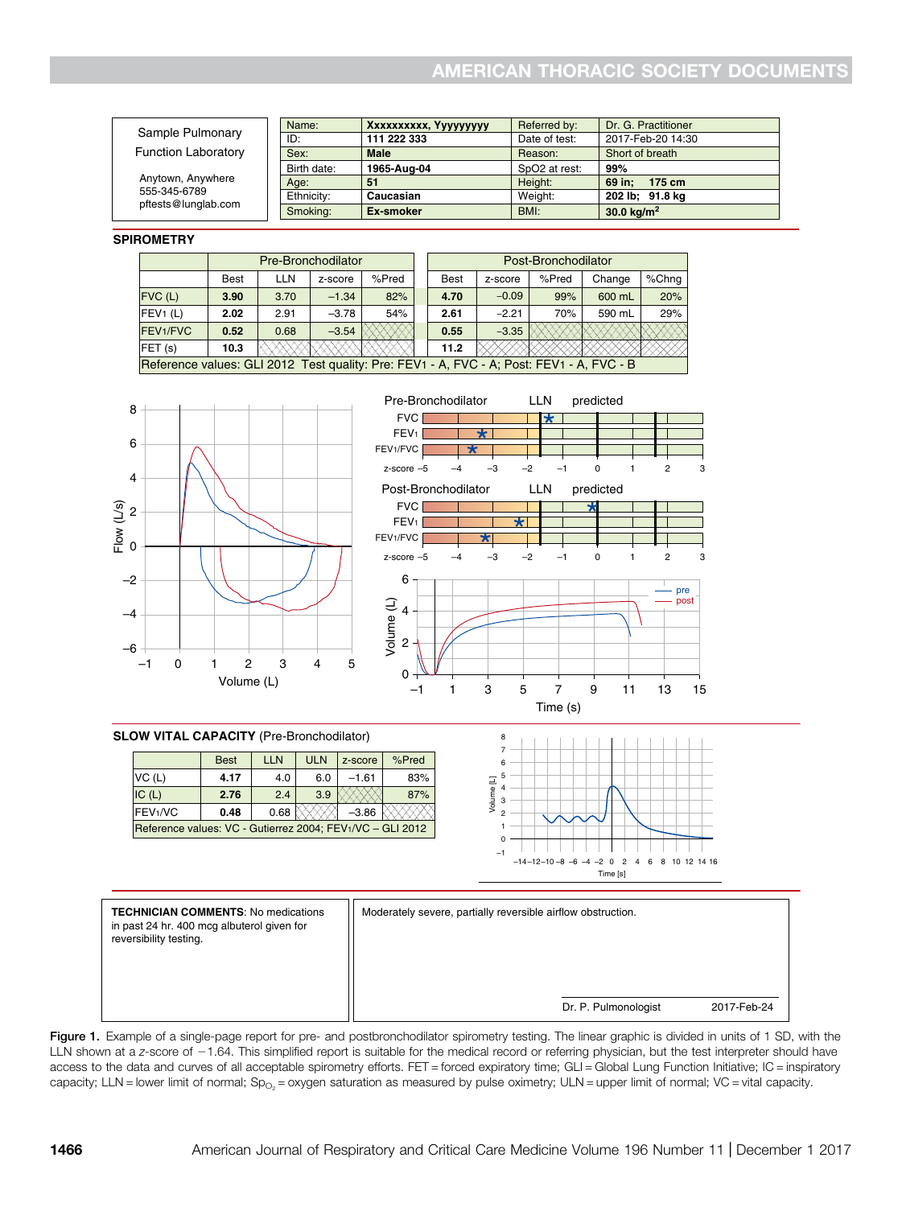| Sample Pulmonary Function Laboratory<br>Anytown, Anywhere<br>555-345-6789<br>pftests@lunglab.com | Name: | **Xxxxxxxxxx, Yyyyyyyyy** | Referred by: | Dr. G. Practitioner |
|---|---|---|---|---|
| | ID: | **111 222 333** | Date of test: | 2017-Feb-20 14:30 |
| | Sex: | **Male** | Reason: | Short of breath |
| | Birth date: | **1965-Aug-04** | SpO2 at rest: | **99%** |
| | Age: | **51** | Height: | **69 in; 175 cm** |
| | Ethnicity: | **Caucasian** | Weight: | **202 lb; 91.8 kg** |
| | Smoking: | **Ex-smoker** | BMI: | **30.0 kg/m$^2$** |

**SPIROMETRY**

| | Pre-Bronchodilator | | | | Post-Bronchodilator | | | | |
|---|---|---|---|---|---|---|---|---|---|
| | Best | LLN | z-score | %Pred | Best | z-score | %Pred | Change | %Chng |
| FVC (L) | **3.90** | 3.70 | −1.34 | 82% | **4.70** | −0.09 | 99% | 600 mL | 20% |
| $FEV_1$ (L) | **2.02** | 2.91 | −3.78 | 54% | **2.61** | −2.21 | 70% | 590 mL | 29% |
| $FEV_1$/FVC | **0.52** | 0.68 | −3.54 | | **0.55** | −3.35 | | | |
| FET (s) | **10.3** | | | | **11.2** | | | | |

Reference values: GLI 2012 Test quality: Pre: $FEV_1$ - A, FVC - A; Post: $FEV_1$ - A, FVC - B

**SLOW VITAL CAPACITY** (Pre-Bronchodilator)

| | Best | LLN | ULN | z-score | %Pred |
|---|---|---|---|---|---|
| VC (L) | **4.17** | 4.0 | 6.0 | −1.61 | 83% |
| IC (L) | **2.76** | 2.4 | 3.9 | | 87% |
| $FEV_1$/VC | **0.48** | 0.68 | | −3.86 | |

Reference values: VC - Gutierrez 2004; $FEV_1$/VC – GLI 2012

**TECHNICIAN COMMENTS**: No medications in past 24 hr. 400 mcg albuterol given for reversibility testing.

Moderately severe, partially reversible airflow obstruction.

Dr. P. Pulmonologist 2017-Feb-24

**Figure 1.** Example of a single-page report for pre- and postbronchodilator spirometry testing. The linear graphic is divided in units of 1 SD, with the LLN shown at a *z*-score of −1.64. This simplified report is suitable for the medical record or referring physician, but the test interpreter should have access to the data and curves of all acceptable spirometry efforts. FET = forced expiratory time; GLI = Global Lung Function Initiative; IC = inspiratory capacity; LLN = lower limit of normal; $Sp_{O_2}$ = oxygen saturation as measured by pulse oximetry; ULN = upper limit of normal; VC = vital capacity.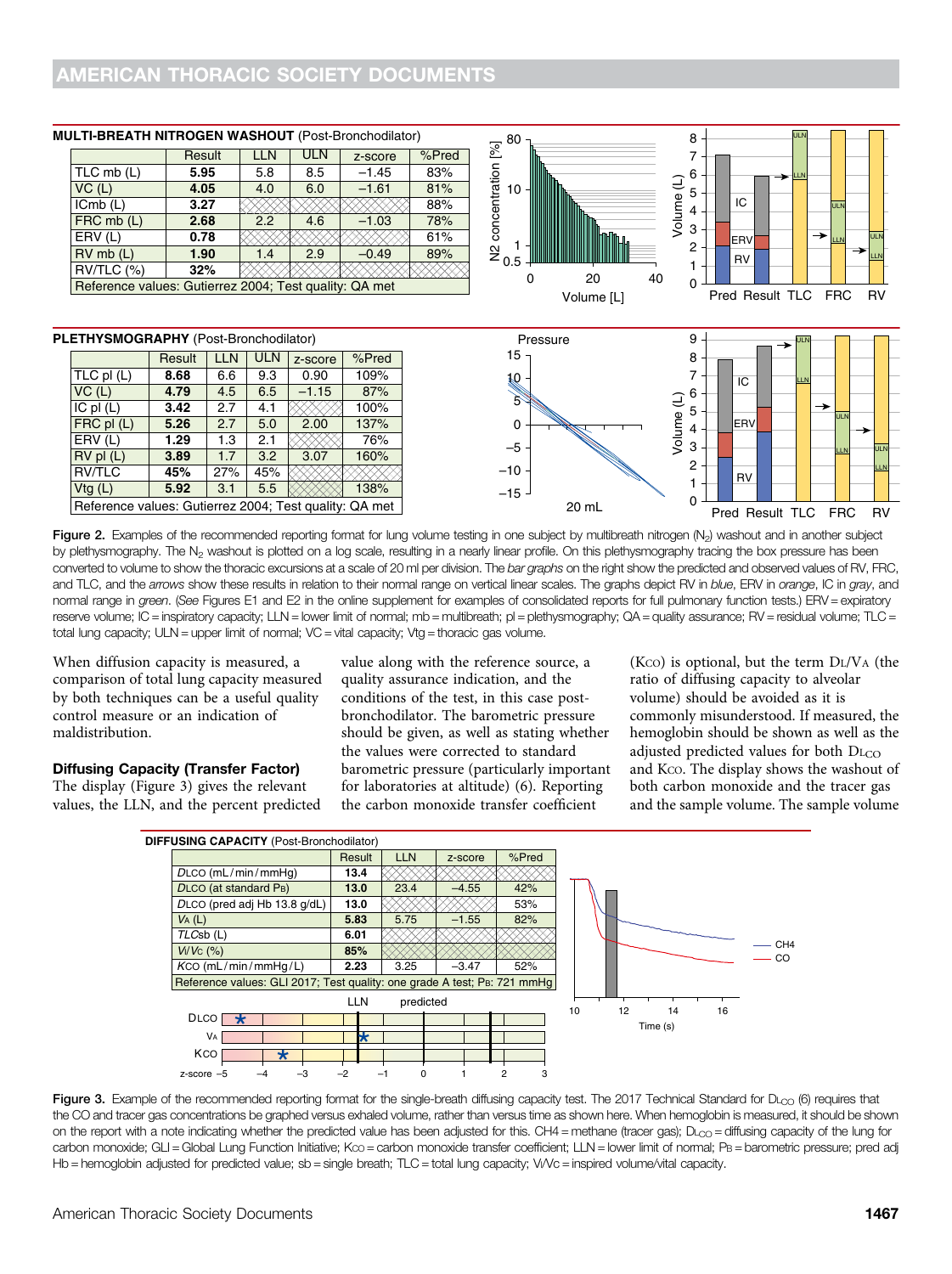**MULTI-BREATH NITROGEN WASHOUT** (Post-Bronchodilator)

| | Result | LLN | ULN | z-score | %Pred |
|---|---|---|---|---|---|
| TLC mb (L) | **5.95** | 5.8 | 8.5 | −1.45 | 83% |
| VC (L) | **4.05** | 4.0 | 6.0 | −1.61 | 81% |
| ICmb (L) | **3.27** | | | | 88% |
| FRC mb (L) | **2.68** | 2.2 | 4.6 | −1.03 | 78% |
| ERV (L) | **0.78** | | | | 61% |
| RV mb (L) | **1.90** | 1.4 | 2.9 | −0.49 | 89% |
| RV/TLC (%) | **32%** | | | | |
| Reference values: Gutierrez 2004; Test quality: QA met | | | | | |

**PLETHYSMOGRAPHY** (Post-Bronchodilator)

| | Result | LLN | ULN | z-score | %Pred |
|---|---|---|---|---|---|
| TLC pl (L) | **8.68** | 6.6 | 9.3 | 0.90 | 109% |
| VC (L) | **4.79** | 4.5 | 6.5 | −1.15 | 87% |
| IC pl (L) | **3.42** | 2.7 | 4.1 | | 100% |
| FRC pl (L) | **5.26** | 2.7 | 5.0 | 2.00 | 137% |
| ERV (L) | **1.29** | 1.3 | 2.1 | | 76% |
| RV pl (L) | **3.89** | 1.7 | 3.2 | 3.07 | 160% |
| RV/TLC | **45%** | 27% | 45% | | |
| Vtg (L) | **5.92** | 3.1 | 5.5 | | 138% |
| Reference values: Gutierrez 2004; Test quality: QA met | | | | | |

Figure 2. Examples of the recommended reporting format for lung volume testing in one subject by multibreath nitrogen ($N_2$) washout and in another subject by plethysmography. The $N_2$ washout is plotted on a log scale, resulting in a nearly linear profile. On this plethysmography tracing the box pressure has been converted to volume to show the thoracic excursions at a scale of 20 ml per division. The *bar graphs* on the right show the predicted and observed values of RV, FRC, and TLC, and the *arrows* show these results in relation to their normal range on vertical linear scales. The graphs depict RV in *blue*, ERV in *orange*, IC in *gray*, and normal range in *green*. (*See* Figures E1 and E2 in the online supplement for examples of consolidated reports for full pulmonary function tests.) ERV = expiratory reserve volume; IC = inspiratory capacity; LLN = lower limit of normal; mb = multibreath; pl = plethysmography; QA = quality assurance; RV = residual volume; TLC = total lung capacity; ULN = upper limit of normal; VC = vital capacity; Vtg = thoracic gas volume.

When diffusion capacity is measured, a comparison of total lung capacity measured by both techniques can be a useful quality control measure or an indication of maldistribution.

### Diffusing Capacity (Transfer Factor)

The display (Figure 3) gives the relevant values, the LLN, and the percent predicted value along with the reference source, a quality assurance indication, and the conditions of the test, in this case post-bronchodilator. The barometric pressure should be given, as well as stating whether the values were corrected to standard barometric pressure (particularly important for laboratories at altitude) (6). Reporting the carbon monoxide transfer coefficient ($K_{CO}$) is optional, but the term $D_L/V_A$ (the ratio of diffusing capacity to alveolar volume) should be avoided as it is commonly misunderstood. If measured, the hemoglobin should be shown as well as the adjusted predicted values for both $D_{LCO}$ and $K_{CO}$. The display shows the washout of both carbon monoxide and the tracer gas and the sample volume. The sample volume

**DIFFUSING CAPACITY** (Post-Bronchodilator)

| | Result | LLN | z-score | %Pred |
|---|---|---|---|---|
| $D_{LCO}$ (mL/min/mmHg) | **13.4** | | | |
| $D_{LCO}$ (at standard $P_B$) | **13.0** | 23.4 | −4.55 | 42% |
| $D_{LCO}$ (pred adj Hb 13.8 g/dL) | **13.0** | | | 53% |
| $V_A$ (L) | **5.83** | 5.75 | −1.55 | 82% |
| TLCsb (L) | **6.01** | | | |
| $V_I/V_C$ (%) | **85%** | | | |
| $K_{CO}$ (mL/min/mmHg/L) | **2.23** | 3.25 | −3.47 | 52% |
| Reference values: GLI 2017; Test quality: one grade A test; $P_B$: 721 mmHg | | | | |

Figure 3. Example of the recommended reporting format for the single-breath diffusing capacity test. The 2017 Technical Standard for $D_{LCO}$ (6) requires that the CO and tracer gas concentrations be graphed versus exhaled volume, rather than versus time as shown here. When hemoglobin is measured, it should be shown on the report with a note indicating whether the predicted value has been adjusted for this. CH4 = methane (tracer gas); $D_{LCO}$ = diffusing capacity of the lung for carbon monoxide; GLI = Global Lung Function Initiative; $K_{CO}$ = carbon monoxide transfer coefficient; LLN = lower limit of normal; $P_B$ = barometric pressure; pred adj Hb = hemoglobin adjusted for predicted value; sb = single breath; TLC = total lung capacity; $V_I/V_C$ = inspired volume/vital capacity.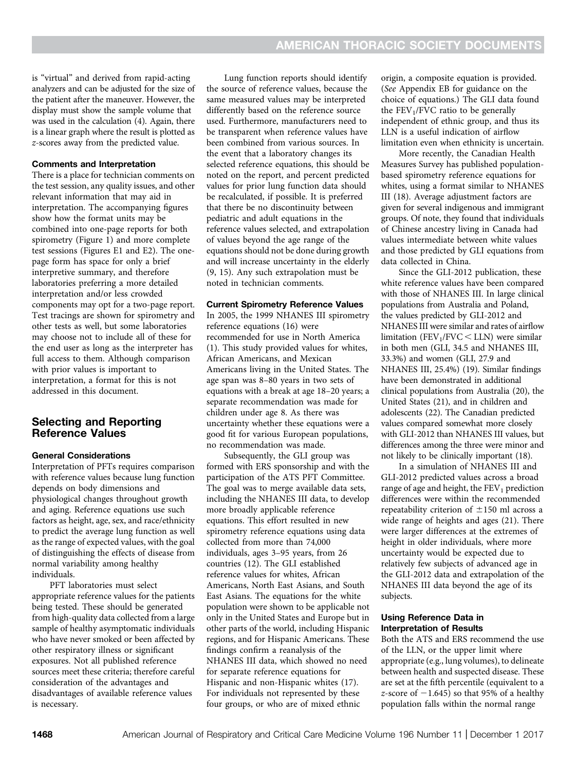is "virtual" and derived from rapid-acting analyzers and can be adjusted for the size of the patient after the maneuver. However, the display must show the sample volume that was used in the calculation (4). Again, there is a linear graph where the result is plotted as *z*-scores away from the predicted value.

#### Comments and Interpretation

There is a place for technician comments on the test session, any quality issues, and other relevant information that may aid in interpretation. The accompanying figures show how the format units may be combined into one-page reports for both spirometry (Figure 1) and more complete test sessions (Figures E1 and E2). The one-page form has space for only a brief interpretive summary, and therefore laboratories preferring a more detailed interpretation and/or less crowded components may opt for a two-page report. Test tracings are shown for spirometry and other tests as well, but some laboratories may choose not to include all of these for the end user as long as the interpreter has full access to them. Although comparison with prior values is important to interpretation, a format for this is not addressed in this document.

## Selecting and Reporting Reference Values

#### General Considerations

Interpretation of PFTs requires comparison with reference values because lung function depends on body dimensions and physiological changes throughout growth and aging. Reference equations use such factors as height, age, sex, and race/ethnicity to predict the average lung function as well as the range of expected values, with the goal of distinguishing the effects of disease from normal variability among healthy individuals.

PFT laboratories must select appropriate reference values for the patients being tested. These should be generated from high-quality data collected from a large sample of healthy asymptomatic individuals who have never smoked or been affected by other respiratory illness or significant exposures. Not all published reference sources meet these criteria; therefore careful consideration of the advantages and disadvantages of available reference values is necessary.

Lung function reports should identify the source of reference values, because the same measured values may be interpreted differently based on the reference source used. Furthermore, manufacturers need to be transparent when reference values have been combined from various sources. In the event that a laboratory changes its selected reference equations, this should be noted on the report, and percent predicted values for prior lung function data should be recalculated, if possible. It is preferred that there be no discontinuity between pediatric and adult equations in the reference values selected, and extrapolation of values beyond the age range of the equations should not be done during growth and will increase uncertainty in the elderly (9, 15). Any such extrapolation must be noted in technician comments.

#### Current Spirometry Reference Values

In 2005, the 1999 NHANES III spirometry reference equations (16) were recommended for use in North America (1). This study provided values for whites, African Americans, and Mexican Americans living in the United States. The age span was 8–80 years in two sets of equations with a break at age 18–20 years; a separate recommendation was made for children under age 8. As there was uncertainty whether these equations were a good fit for various European populations, no recommendation was made.

Subsequently, the GLI group was formed with ERS sponsorship and with the participation of the ATS PFT Committee. The goal was to merge available data sets, including the NHANES III data, to develop more broadly applicable reference equations. This effort resulted in new spirometry reference equations using data collected from more than 74,000 individuals, ages 3–95 years, from 26 countries (12). The GLI established reference values for whites, African Americans, North East Asians, and South East Asians. The equations for the white population were shown to be applicable not only in the United States and Europe but in other parts of the world, including Hispanic regions, and for Hispanic Americans. These findings confirm a reanalysis of the NHANES III data, which showed no need for separate reference equations for Hispanic and non-Hispanic whites (17). For individuals not represented by these four groups, or who are of mixed ethnic origin, a composite equation is provided. (*See* Appendix EB for guidance on the choice of equations.) The GLI data found the $FEV_1$/FVC ratio to be generally independent of ethnic group, and thus its LLN is a useful indication of airflow limitation even when ethnicity is uncertain.

More recently, the Canadian Health Measures Survey has published population-based spirometry reference equations for whites, using a format similar to NHANES III (18). Average adjustment factors are given for several indigenous and immigrant groups. Of note, they found that individuals of Chinese ancestry living in Canada had values intermediate between white values and those predicted by GLI equations from data collected in China.

Since the GLI-2012 publication, these white reference values have been compared with those of NHANES III. In large clinical populations from Australia and Poland, the values predicted by GLI-2012 and NHANES III were similar and rates of airflow limitation ($FEV_1$/FVC < LLN) were similar in both men (GLI, 34.5 and NHANES III, 33.3%) and women (GLI, 27.9 and NHANES III, 25.4%) (19). Similar findings have been demonstrated in additional clinical populations from Australia (20), the United States (21), and in children and adolescents (22). The Canadian predicted values compared somewhat more closely with GLI-2012 than NHANES III values, but differences among the three were minor and not likely to be clinically important (18).

In a simulation of NHANES III and GLI-2012 predicted values across a broad range of age and height, the $FEV_1$ prediction differences were within the recommended repeatability criterion of $\pm$150 ml across a wide range of heights and ages (21). There were larger differences at the extremes of height in older individuals, where more uncertainty would be expected due to relatively few subjects of advanced age in the GLI-2012 data and extrapolation of the NHANES III data beyond the age of its subjects.

#### Using Reference Data in Interpretation of Results

Both the ATS and ERS recommend the use of the LLN, or the upper limit where appropriate (e.g., lung volumes), to delineate between health and suspected disease. These are set at the fifth percentile (equivalent to a *z*-score of $-1.645$) so that 95% of a healthy population falls within the normal range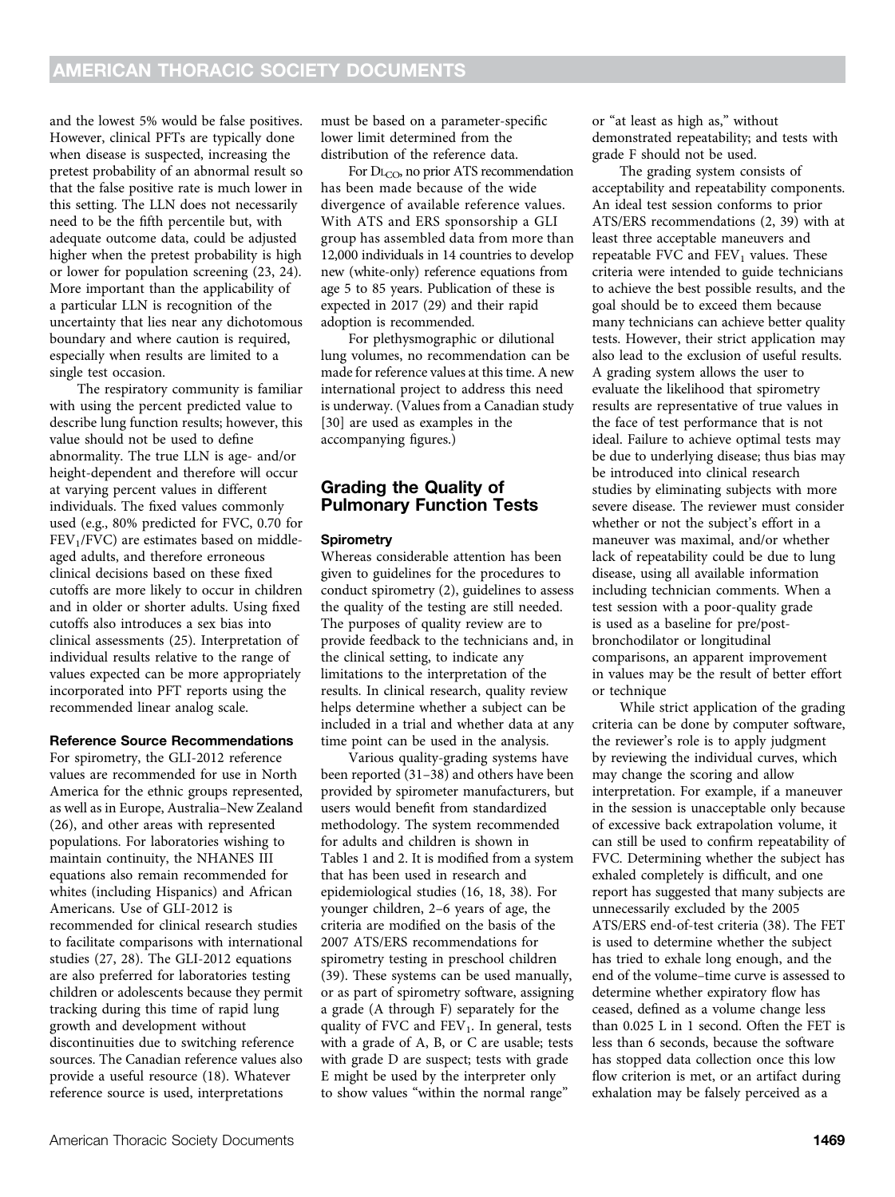and the lowest 5% would be false positives. However, clinical PFTs are typically done when disease is suspected, increasing the pretest probability of an abnormal result so that the false positive rate is much lower in this setting. The LLN does not necessarily need to be the fifth percentile but, with adequate outcome data, could be adjusted higher when the pretest probability is high or lower for population screening (23, 24). More important than the applicability of a particular LLN is recognition of the uncertainty that lies near any dichotomous boundary and where caution is required, especially when results are limited to a single test occasion.

The respiratory community is familiar with using the percent predicted value to describe lung function results; however, this value should not be used to define abnormality. The true LLN is age- and/or height-dependent and therefore will occur at varying percent values in different individuals. The fixed values commonly used (e.g., 80% predicted for FVC, 0.70 for $FEV_1$/FVC) are estimates based on middle-aged adults, and therefore erroneous clinical decisions based on these fixed cutoffs are more likely to occur in children and in older or shorter adults. Using fixed cutoffs also introduces a sex bias into clinical assessments (25). Interpretation of individual results relative to the range of values expected can be more appropriately incorporated into PFT reports using the recommended linear analog scale.

#### Reference Source Recommendations

For spirometry, the GLI-2012 reference values are recommended for use in North America for the ethnic groups represented, as well as in Europe, Australia–New Zealand (26), and other areas with represented populations. For laboratories wishing to maintain continuity, the NHANES III equations also remain recommended for whites (including Hispanics) and African Americans. Use of GLI-2012 is recommended for clinical research studies to facilitate comparisons with international studies (27, 28). The GLI-2012 equations are also preferred for laboratories testing children or adolescents because they permit tracking during this time of rapid lung growth and development without discontinuities due to switching reference sources. The Canadian reference values also provide a useful resource (18). Whatever reference source is used, interpretations must be based on a parameter-specific lower limit determined from the distribution of the reference data.

For $D_{LCO}$, no prior ATS recommendation has been made because of the wide divergence of available reference values. With ATS and ERS sponsorship a GLI group has assembled data from more than 12,000 individuals in 14 countries to develop new (white-only) reference equations from age 5 to 85 years. Publication of these is expected in 2017 (29) and their rapid adoption is recommended.

For plethysmographic or dilutional lung volumes, no recommendation can be made for reference values at this time. A new international project to address this need is underway. (Values from a Canadian study [30] are used as examples in the accompanying figures.)

## Grading the Quality of Pulmonary Function Tests

#### Spirometry

Whereas considerable attention has been given to guidelines for the procedures to conduct spirometry (2), guidelines to assess the quality of the testing are still needed. The purposes of quality review are to provide feedback to the technicians and, in the clinical setting, to indicate any limitations to the interpretation of the results. In clinical research, quality review helps determine whether a subject can be included in a trial and whether data at any time point can be used in the analysis.

Various quality-grading systems have been reported (31–38) and others have been provided by spirometer manufacturers, but users would benefit from standardized methodology. The system recommended for adults and children is shown in Tables 1 and 2. It is modified from a system that has been used in research and epidemiological studies (16, 18, 38). For younger children, 2–6 years of age, the criteria are modified on the basis of the 2007 ATS/ERS recommendations for spirometry testing in preschool children (39). These systems can be used manually, or as part of spirometry software, assigning a grade (A through F) separately for the quality of FVC and $FEV_1$. In general, tests with a grade of A, B, or C are usable; tests with grade D are suspect; tests with grade E might be used by the interpreter only to show values "within the normal range" or "at least as high as," without demonstrated repeatability; and tests with grade F should not be used.

The grading system consists of acceptability and repeatability components. An ideal test session conforms to prior ATS/ERS recommendations (2, 39) with at least three acceptable maneuvers and repeatable FVC and $FEV_1$ values. These criteria were intended to guide technicians to achieve the best possible results, and the goal should be to exceed them because many technicians can achieve better quality tests. However, their strict application may also lead to the exclusion of useful results. A grading system allows the user to evaluate the likelihood that spirometry results are representative of true values in the face of test performance that is not ideal. Failure to achieve optimal tests may be due to underlying disease; thus bias may be introduced into clinical research studies by eliminating subjects with more severe disease. The reviewer must consider whether or not the subject's effort in a maneuver was maximal, and/or whether lack of repeatability could be due to lung disease, using all available information including technician comments. When a test session with a poor-quality grade is used as a baseline for pre/post-bronchodilator or longitudinal comparisons, an apparent improvement in values may be the result of better effort or technique

While strict application of the grading criteria can be done by computer software, the reviewer's role is to apply judgment by reviewing the individual curves, which may change the scoring and allow interpretation. For example, if a maneuver in the session is unacceptable only because of excessive back extrapolation volume, it can still be used to confirm repeatability of FVC. Determining whether the subject has exhaled completely is difficult, and one report has suggested that many subjects are unnecessarily excluded by the 2005 ATS/ERS end-of-test criteria (38). The FET is used to determine whether the subject has tried to exhale long enough, and the end of the volume–time curve is assessed to determine whether expiratory flow has ceased, defined as a volume change less than 0.025 L in 1 second. Often the FET is less than 6 seconds, because the software has stopped data collection once this low flow criterion is met, or an artifact during exhalation may be falsely perceived as a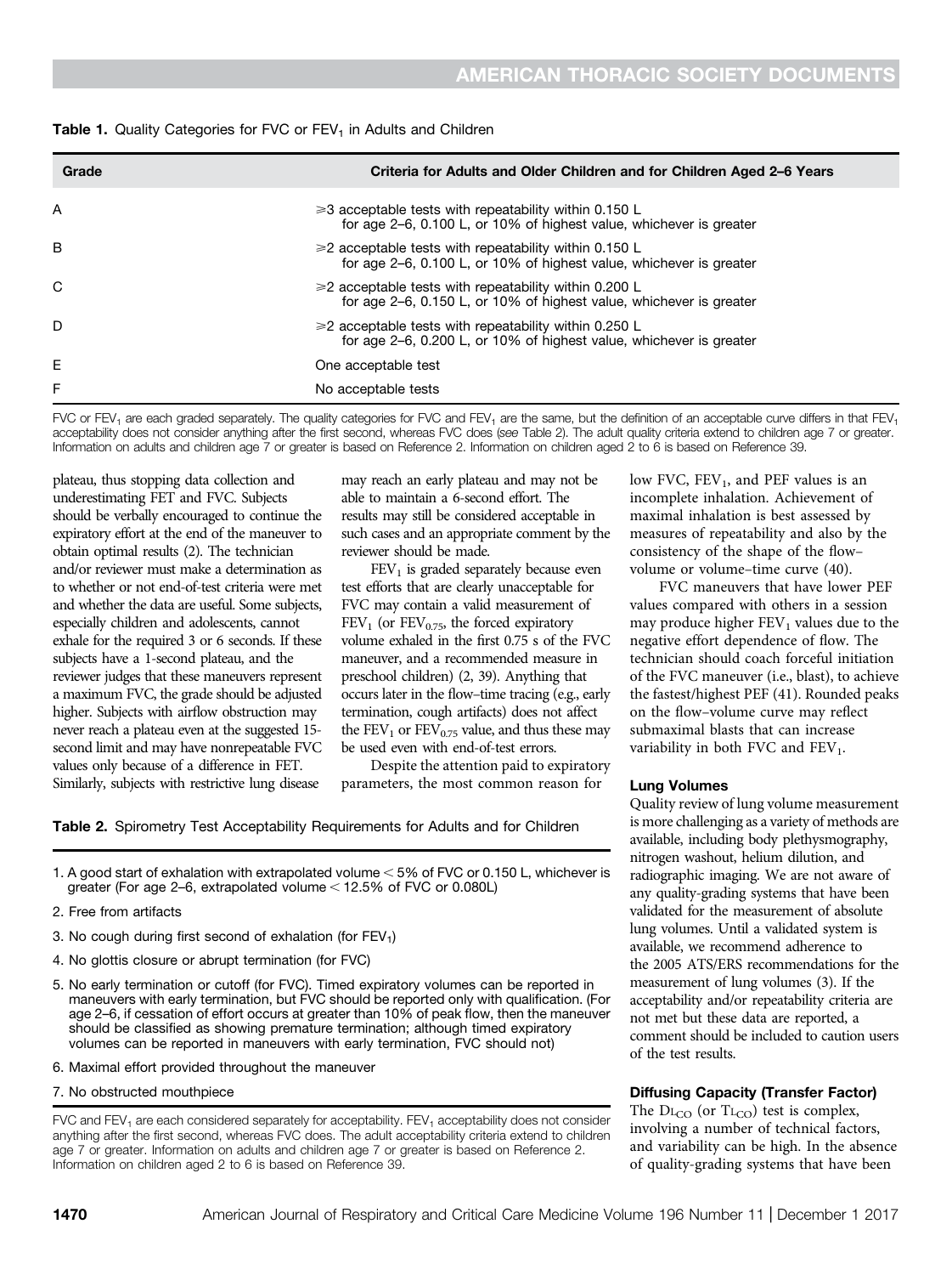**Table 1.** Quality Categories for FVC or $FEV_1$ in Adults and Children

| Grade | Criteria for Adults and Older Children and for Children Aged 2–6 Years |
|---|---|
| A | ≥3 acceptable tests with repeatability within 0.150 L for age 2–6, 0.100 L, or 10% of highest value, whichever is greater |
| B | ≥2 acceptable tests with repeatability within 0.150 L for age 2–6, 0.100 L, or 10% of highest value, whichever is greater |
| C | ≥2 acceptable tests with repeatability within 0.200 L for age 2–6, 0.150 L, or 10% of highest value, whichever is greater |
| D | ≥2 acceptable tests with repeatability within 0.250 L for age 2–6, 0.200 L, or 10% of highest value, whichever is greater |
| E | One acceptable test |
| F | No acceptable tests |

FVC or $FEV_1$ are each graded separately. The quality categories for FVC and $FEV_1$ are the same, but the definition of an acceptable curve differs in that $FEV_1$ acceptability does not consider anything after the first second, whereas FVC does (*see* Table 2). The adult quality criteria extend to children age 7 or greater. Information on adults and children age 7 or greater is based on Reference 2. Information on children aged 2 to 6 is based on Reference 39.

plateau, thus stopping data collection and underestimating FET and FVC. Subjects should be verbally encouraged to continue the expiratory effort at the end of the maneuver to obtain optimal results (2). The technician and/or reviewer must make a determination as to whether or not end-of-test criteria were met and whether the data are useful. Some subjects, especially children and adolescents, cannot exhale for the required 3 or 6 seconds. If these subjects have a 1-second plateau, and the reviewer judges that these maneuvers represent a maximum FVC, the grade should be adjusted higher. Subjects with airflow obstruction may never reach a plateau even at the suggested 15-second limit and may have nonrepeatable FVC values only because of a difference in FET. Similarly, subjects with restrictive lung disease may reach an early plateau and may not be able to maintain a 6-second effort. The results may still be considered acceptable in such cases and an appropriate comment by the reviewer should be made.

$FEV_1$ is graded separately because even test efforts that are clearly unacceptable for FVC may contain a valid measurement of $FEV_1$ (or $FEV_{0.75}$, the forced expiratory volume exhaled in the first 0.75 s of the FVC maneuver, and a recommended measure in preschool children) (2, 39). Anything that occurs later in the flow–time tracing (e.g., early termination, cough artifacts) does not affect the $FEV_1$ or $FEV_{0.75}$ value, and thus these may be used even with end-of-test errors.

Despite the attention paid to expiratory parameters, the most common reason for low FVC, $FEV_1$, and PEF values is an incomplete inhalation. Achievement of maximal inhalation is best assessed by measures of repeatability and also by the consistency of the shape of the flow–volume or volume–time curve (40).

FVC maneuvers that have lower PEF values compared with others in a session may produce higher $FEV_1$ values due to the negative effort dependence of flow. The technician should coach forceful initiation of the FVC maneuver (i.e., blast), to achieve the fastest/highest PEF (41). Rounded peaks on the flow–volume curve may reflect submaximal blasts that can increase variability in both FVC and $FEV_1$.

**Table 2.** Spirometry Test Acceptability Requirements for Adults and for Children

1. A good start of exhalation with extrapolated volume < 5% of FVC or 0.150 L, whichever is greater (For age 2–6, extrapolated volume < 12.5% of FVC or 0.080L)
2. Free from artifacts
3. No cough during first second of exhalation (for $FEV_1$)
4. No glottis closure or abrupt termination (for FVC)
5. No early termination or cutoff (for FVC). Timed expiratory volumes can be reported in maneuvers with early termination, but FVC should be reported only with qualification. (For age 2–6, if cessation of effort occurs at greater than 10% of peak flow, then the maneuver should be classified as showing premature termination; although timed expiratory volumes can be reported in maneuvers with early termination, FVC should not)
6. Maximal effort provided throughout the maneuver
7. No obstructed mouthpiece

FVC and $FEV_1$ are each considered separately for acceptability. $FEV_1$ acceptability does not consider anything after the first second, whereas FVC does. The adult acceptability criteria extend to children age 7 or greater. Information on adults and children age 7 or greater is based on Reference 2. Information on children aged 2 to 6 is based on Reference 39.

### Lung Volumes

Quality review of lung volume measurement is more challenging as a variety of methods are available, including body plethysmography, nitrogen washout, helium dilution, and radiographic imaging. We are not aware of any quality-grading systems that have been validated for the measurement of absolute lung volumes. Until a validated system is available, we recommend adherence to the 2005 ATS/ERS recommendations for the measurement of lung volumes (3). If the acceptability and/or repeatability criteria are not met but these data are reported, a comment should be included to caution users of the test results.

### Diffusing Capacity (Transfer Factor)

The $DL_{CO}$ (or $TL_{CO}$) test is complex, involving a number of technical factors, and variability can be high. In the absence of quality-grading systems that have been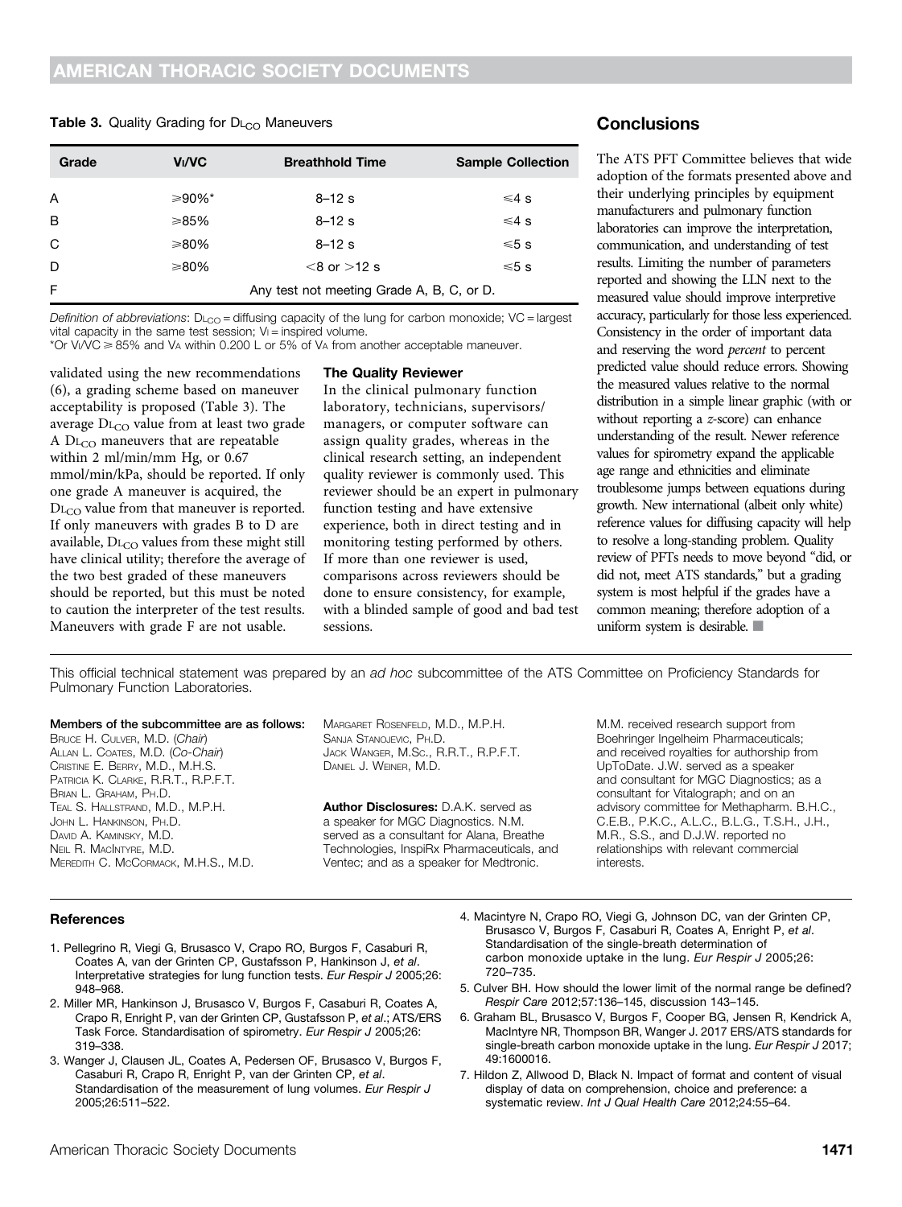**Table 3.** Quality Grading for $D_{LCO}$ Maneuvers

| Grade | $V_I$/VC | Breathhold Time | Sample Collection |
|---|---|---|---|
| A | ⩾90%* | 8–12 s | ⩽4 s |
| B | ⩾85% | 8–12 s | ⩽4 s |
| C | ⩾80% | 8–12 s | ⩽5 s |
| D | ⩾80% | <8 or >12 s | ⩽5 s |
| F | Any test not meeting Grade A, B, C, or D. | | |

*Definition of abbreviations*: $D_{LCO}$ = diffusing capacity of the lung for carbon monoxide; VC = largest vital capacity in the same test session; $V_I$ = inspired volume.
*Or $V_I$/VC ⩾ 85% and $V_A$ within 0.200 L or 5% of $V_A$ from another acceptable maneuver.

validated using the new recommendations (6), a grading scheme based on maneuver acceptability is proposed (Table 3). The average $D_{LCO}$ value from at least two grade A $D_{LCO}$ maneuvers that are repeatable within 2 ml/min/mm Hg, or 0.67 mmol/min/kPa, should be reported. If only one grade A maneuver is acquired, the $D_{LCO}$ value from that maneuver is reported. If only maneuvers with grades B to D are available, $D_{LCO}$ values from these might still have clinical utility; therefore the average of the two best graded of these maneuvers should be reported, but this must be noted to caution the interpreter of the test results. Maneuvers with grade F are not usable.

### The Quality Reviewer

In the clinical pulmonary function laboratory, technicians, supervisors/managers, or computer software can assign quality grades, whereas in the clinical research setting, an independent quality reviewer is commonly used. This reviewer should be an expert in pulmonary function testing and have extensive experience, both in direct testing and in monitoring testing performed by others. If more than one reviewer is used, comparisons across reviewers should be done to ensure consistency, for example, with a blinded sample of good and bad test sessions.

## Conclusions

The ATS PFT Committee believes that wide adoption of the formats presented above and their underlying principles by equipment manufacturers and pulmonary function laboratories can improve the interpretation, communication, and understanding of test results. Limiting the number of parameters reported and showing the LLN next to the measured value should improve interpretive accuracy, particularly for those less experienced. Consistency in the order of important data and reserving the word *percent* to percent predicted value should reduce errors. Showing the measured values relative to the normal distribution in a simple linear graphic (with or without reporting a *z*-score) can enhance understanding of the result. Newer reference values for spirometry expand the applicable age range and ethnicities and eliminate troublesome jumps between equations during growth. New international (albeit only white) reference values for diffusing capacity will help to resolve a long-standing problem. Quality review of PFTs needs to move beyond "did, or did not, meet ATS standards," but a grading system is most helpful if the grades have a common meaning; therefore adoption of a uniform system is desirable. ■

This official technical statement was prepared by an *ad hoc* subcommittee of the ATS Committee on Proficiency Standards for Pulmonary Function Laboratories.

**Members of the subcommittee are as follows:**
Bruce H. Culver, M.D. (*Chair*)
Allan L. Coates, M.D. (*Co-Chair*)
Cristine E. Berry, M.D., M.H.S.
Patricia K. Clarke, R.R.T., R.P.F.T.
Brian L. Graham, Ph.D.
Teal S. Hallstrand, M.D., M.P.H.
John L. Hankinson, Ph.D.
David A. Kaminsky, M.D.
Neil R. MacIntyre, M.D.
Meredith C. McCormack, M.H.S., M.D.
Margaret Rosenfeld, M.D., M.P.H.
Sanja Stanojevic, Ph.D.
Jack Wanger, M.Sc., R.R.T., R.P.F.T.
Daniel J. Weiner, M.D.

**Author Disclosures:** D.A.K. served as a speaker for MGC Diagnostics. N.M. served as a consultant for Alana, Breathe Technologies, InspiRx Pharmaceuticals, and Ventec; and as a speaker for Medtronic. M.M. received research support from Boehringer Ingelheim Pharmaceuticals; and received royalties for authorship from UpToDate. J.W. served as a speaker and consultant for MGC Diagnostics; as a consultant for Vitalograph; and on an advisory committee for Methapharm. B.H.C., C.E.B., P.K.C., A.L.C., B.L.G., T.S.H., J.H., M.R., S.S., and D.J.W. reported no relationships with relevant commercial interests.

### References

1. Pellegrino R, Viegi G, Brusasco V, Crapo RO, Burgos F, Casaburi R, Coates A, van der Grinten CP, Gustafsson P, Hankinson J, *et al*. Interpretative strategies for lung function tests. *Eur Respir J* 2005;26: 948–968.
2. Miller MR, Hankinson J, Brusasco V, Burgos F, Casaburi R, Coates A, Crapo R, Enright P, van der Grinten CP, Gustafsson P, *et al*.; ATS/ERS Task Force. Standardisation of spirometry. *Eur Respir J* 2005;26: 319–338.
3. Wanger J, Clausen JL, Coates A, Pedersen OF, Brusasco V, Burgos F, Casaburi R, Crapo R, Enright P, van der Grinten CP, *et al*. Standardisation of the measurement of lung volumes. *Eur Respir J* 2005;26:511–522.
4. Macintyre N, Crapo RO, Viegi G, Johnson DC, van der Grinten CP, Brusasco V, Burgos F, Casaburi R, Coates A, Enright P, *et al*. Standardisation of the single-breath determination of carbon monoxide uptake in the lung. *Eur Respir J* 2005;26: 720–735.
5. Culver BH. How should the lower limit of the normal range be defined? *Respir Care* 2012;57:136–145, discussion 143–145.
6. Graham BL, Brusasco V, Burgos F, Cooper BG, Jensen R, Kendrick A, MacIntyre NR, Thompson BR, Wanger J. 2017 ERS/ATS standards for single-breath carbon monoxide uptake in the lung. *Eur Respir J* 2017; 49:1600016.
7. Hildon Z, Allwood D, Black N. Impact of format and content of visual display of data on comprehension, choice and preference: a systematic review. *Int J Qual Health Care* 2012;24:55–64.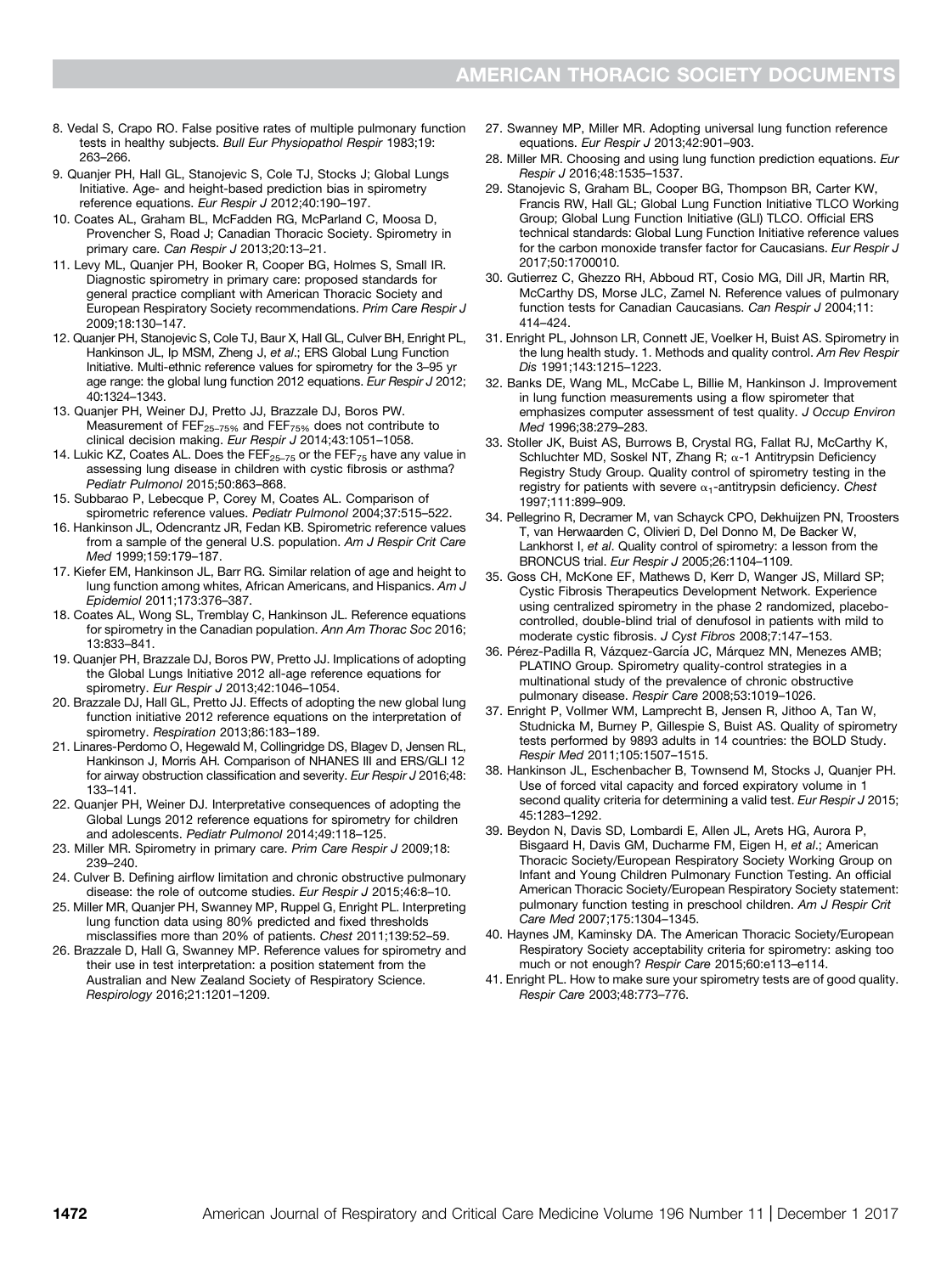8. Vedal S, Crapo RO. False positive rates of multiple pulmonary function tests in healthy subjects. *Bull Eur Physiopathol Respir* 1983;19: 263–266.
9. Quanjer PH, Hall GL, Stanojevic S, Cole TJ, Stocks J; Global Lungs Initiative. Age- and height-based prediction bias in spirometry reference equations. *Eur Respir J* 2012;40:190–197.
10. Coates AL, Graham BL, McFadden RG, McParland C, Moosa D, Provencher S, Road J; Canadian Thoracic Society. Spirometry in primary care. *Can Respir J* 2013;20:13–21.
11. Levy ML, Quanjer PH, Booker R, Cooper BG, Holmes S, Small IR. Diagnostic spirometry in primary care: proposed standards for general practice compliant with American Thoracic Society and European Respiratory Society recommendations. *Prim Care Respir J* 2009;18:130–147.
12. Quanjer PH, Stanojevic S, Cole TJ, Baur X, Hall GL, Culver BH, Enright PL, Hankinson JL, Ip MSM, Zheng J, *et al*.; ERS Global Lung Function Initiative. Multi-ethnic reference values for spirometry for the 3–95 yr age range: the global lung function 2012 equations. *Eur Respir J* 2012; 40:1324–1343.
13. Quanjer PH, Weiner DJ, Pretto JJ, Brazzale DJ, Boros PW. Measurement of $FEF_{25-75\%}$ and $FEF_{75\%}$ does not contribute to clinical decision making. *Eur Respir J* 2014;43:1051–1058.
14. Lukic KZ, Coates AL. Does the $FEF_{25-75}$ or the $FEF_{75}$ have any value in assessing lung disease in children with cystic fibrosis or asthma? *Pediatr Pulmonol* 2015;50:863–868.
15. Subbarao P, Lebecque P, Corey M, Coates AL. Comparison of spirometric reference values. *Pediatr Pulmonol* 2004;37:515–522.
16. Hankinson JL, Odencrantz JR, Fedan KB. Spirometric reference values from a sample of the general U.S. population. *Am J Respir Crit Care Med* 1999;159:179–187.
17. Kiefer EM, Hankinson JL, Barr RG. Similar relation of age and height to lung function among whites, African Americans, and Hispanics. *Am J Epidemiol* 2011;173:376–387.
18. Coates AL, Wong SL, Tremblay C, Hankinson JL. Reference equations for spirometry in the Canadian population. *Ann Am Thorac Soc* 2016; 13:833–841.
19. Quanjer PH, Brazzale DJ, Boros PW, Pretto JJ. Implications of adopting the Global Lungs Initiative 2012 all-age reference equations for spirometry. *Eur Respir J* 2013;42:1046–1054.
20. Brazzale DJ, Hall GL, Pretto JJ. Effects of adopting the new global lung function initiative 2012 reference equations on the interpretation of spirometry. *Respiration* 2013;86:183–189.
21. Linares-Perdomo O, Hegewald M, Collingridge DS, Blagev D, Jensen RL, Hankinson J, Morris AH. Comparison of NHANES III and ERS/GLI 12 for airway obstruction classification and severity. *Eur Respir J* 2016;48: 133–141.
22. Quanjer PH, Weiner DJ. Interpretative consequences of adopting the Global Lungs 2012 reference equations for spirometry for children and adolescents. *Pediatr Pulmonol* 2014;49:118–125.
23. Miller MR. Spirometry in primary care. *Prim Care Respir J* 2009;18: 239–240.
24. Culver B. Defining airflow limitation and chronic obstructive pulmonary disease: the role of outcome studies. *Eur Respir J* 2015;46:8–10.
25. Miller MR, Quanjer PH, Swanney MP, Ruppel G, Enright PL. Interpreting lung function data using 80% predicted and fixed thresholds misclassifies more than 20% of patients. *Chest* 2011;139:52–59.
26. Brazzale D, Hall G, Swanney MP. Reference values for spirometry and their use in test interpretation: a position statement from the Australian and New Zealand Society of Respiratory Science. *Respirology* 2016;21:1201–1209.
27. Swanney MP, Miller MR. Adopting universal lung function reference equations. *Eur Respir J* 2013;42:901–903.
28. Miller MR. Choosing and using lung function prediction equations. *Eur Respir J* 2016;48:1535–1537.
29. Stanojevic S, Graham BL, Cooper BG, Thompson BR, Carter KW, Francis RW, Hall GL; Global Lung Function Initiative TLCO Working Group; Global Lung Function Initiative (GLI) TLCO. Official ERS technical standards: Global Lung Function Initiative reference values for the carbon monoxide transfer factor for Caucasians. *Eur Respir J* 2017;50:1700010.
30. Gutierrez C, Ghezzo RH, Abboud RT, Cosio MG, Dill JR, Martin RR, McCarthy DS, Morse JLC, Zamel N. Reference values of pulmonary function tests for Canadian Caucasians. *Can Respir J* 2004;11: 414–424.
31. Enright PL, Johnson LR, Connett JE, Voelker H, Buist AS. Spirometry in the lung health study. 1. Methods and quality control. *Am Rev Respir Dis* 1991;143:1215–1223.
32. Banks DE, Wang ML, McCabe L, Billie M, Hankinson J. Improvement in lung function measurements using a flow spirometer that emphasizes computer assessment of test quality. *J Occup Environ Med* 1996;38:279–283.
33. Stoller JK, Buist AS, Burrows B, Crystal RG, Fallat RJ, McCarthy K, Schluchter MD, Soskel NT, Zhang R; $\alpha$-1 Antitrypsin Deficiency Registry Study Group. Quality control of spirometry testing in the registry for patients with severe $\alpha_1$-antitrypsin deficiency. *Chest* 1997;111:899–909.
34. Pellegrino R, Decramer M, van Schayck CPO, Dekhuijzen PN, Troosters T, van Herwaarden C, Olivieri D, Del Donno M, De Backer W, Lankhorst I, *et al*. Quality control of spirometry: a lesson from the BRONCUS trial. *Eur Respir J* 2005;26:1104–1109.
35. Goss CH, McKone EF, Mathews D, Kerr D, Wanger JS, Millard SP; Cystic Fibrosis Therapeutics Development Network. Experience using centralized spirometry in the phase 2 randomized, placebo-controlled, double-blind trial of denufosol in patients with mild to moderate cystic fibrosis. *J Cyst Fibros* 2008;7:147–153.
36. Pérez-Padilla R, Vázquez-García JC, Márquez MN, Menezes AMB; PLATINO Group. Spirometry quality-control strategies in a multinational study of the prevalence of chronic obstructive pulmonary disease. *Respir Care* 2008;53:1019–1026.
37. Enright P, Vollmer WM, Lamprecht B, Jensen R, Jithoo A, Tan W, Studnicka M, Burney P, Gillespie S, Buist AS. Quality of spirometry tests performed by 9893 adults in 14 countries: the BOLD Study. *Respir Med* 2011;105:1507–1515.
38. Hankinson JL, Eschenbacher B, Townsend M, Stocks J, Quanjer PH. Use of forced vital capacity and forced expiratory volume in 1 second quality criteria for determining a valid test. *Eur Respir J* 2015; 45:1283–1292.
39. Beydon N, Davis SD, Lombardi E, Allen JL, Arets HG, Aurora P, Bisgaard H, Davis GM, Ducharme FM, Eigen H, *et al*.; American Thoracic Society/European Respiratory Society Working Group on Infant and Young Children Pulmonary Function Testing. An official American Thoracic Society/European Respiratory Society statement: pulmonary function testing in preschool children. *Am J Respir Crit Care Med* 2007;175:1304–1345.
40. Haynes JM, Kaminsky DA. The American Thoracic Society/European Respiratory Society acceptability criteria for spirometry: asking too much or not enough? *Respir Care* 2015;60:e113–e114.
41. Enright PL. How to make sure your spirometry tests are of good quality. *Respir Care* 2003;48:773–776.